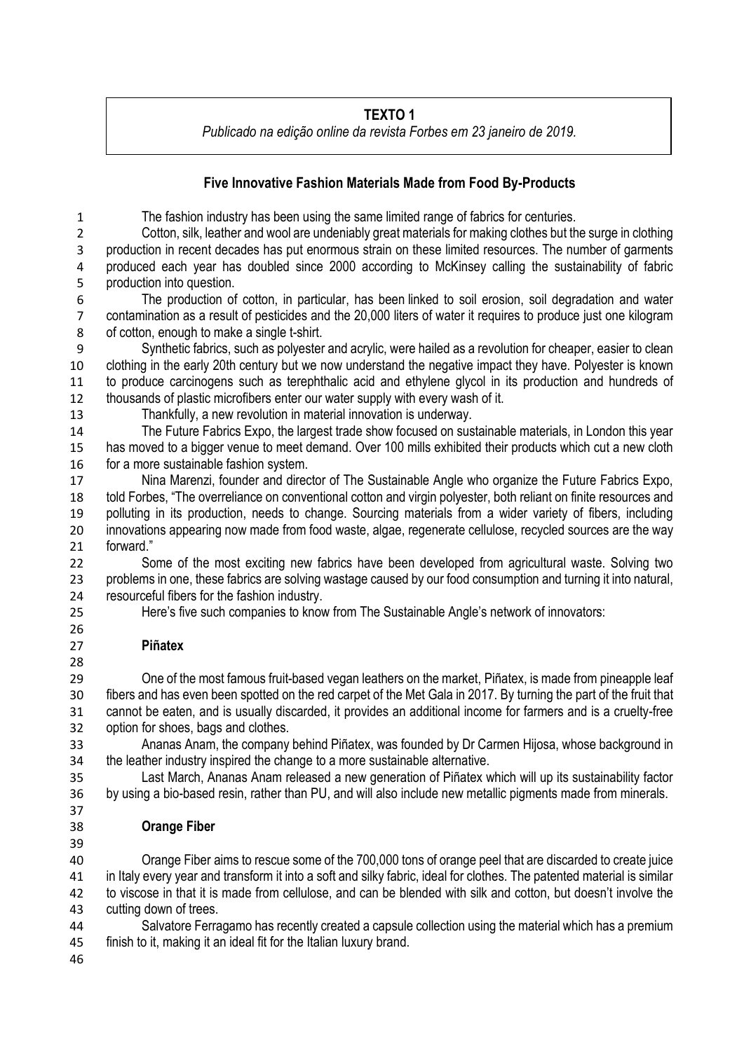**TEXTO 1**

*Publicado na edição online da revista Forbes em 23 janeiro de 2019.*

## Five Innovative Fashion Materials Made from Food By-Products

The fashion industry has been using the same limited range of fabrics for centuries.

Cotton, silk, leather and wool are undeniably great materials for making clothes but the surge in clothing production in recent decades has put enormous strain on these limited resources. The number of garments produced each year has doubled since 2000 according to McKinsey calling the sustainability of fabric production into question.

The production of cotton, in particular, has been linked to soil erosion, soil degradation and water contamination as a result of pesticides and the 20,000 liters of water it requires to produce just one kilogram of cotton, enough to make a single t-shirt.

Synthetic fabrics, such as polyester and acrylic, were hailed as a revolution for cheaper, easier to clean clothing in the early 20th century but we now understand the negative impact they have. Polyester is known to produce carcinogens such as terephthalic acid and ethylene glycol in its production and hundreds of thousands of plastic microfibers enter our water supply with every wash of it.

Thankfully, a new revolution in material innovation is underway.

The Future Fabrics Expo, the largest trade show focused on sustainable materials, in London this year has moved to a bigger venue to meet demand. Over 100 mills exhibited their products which cut a new cloth for a more sustainable fashion system.

Nina Marenzi, founder and director of The Sustainable Angle who organize the Future Fabrics Expo, told Forbes, "The overreliance on conventional cotton and virgin polyester, both reliant on finite resources and polluting in its production, needs to change. Sourcing materials from a wider variety of fibers, including innovations appearing now made from food waste, algae, regenerate cellulose, recycled sources are the way forward."

Some of the most exciting new fabrics have been developed from agricultural waste. Solving two problems in one, these fabrics are solving wastage caused by our food consumption and turning it into natural, resourceful fibers for the fashion industry.

Here's five such companies to know from The Sustainable Angle's network of innovators:

**Piñatex**

One of the most famous fruit-based vegan leathers on the market, Piñatex, is made from pineapple leaf fibers and has even been spotted on the red carpet of the Met Gala in 2017. By turning the part of the fruit that cannot be eaten, and is usually discarded, it provides an additional income for farmers and is a cruelty-free option for shoes, bags and clothes.

Ananas Anam, the company behind Piñatex, was founded by Dr Carmen Hijosa, whose background in the leather industry inspired the change to a more sustainable alternative.

Last March, Ananas Anam released a new generation of Piñatex which will up its sustainability factor by using a bio-based resin, rather than PU, and will also include new metallic pigments made from minerals.

**Orange Fiber**

Orange Fiber aims to rescue some of the 700,000 tons of orange peel that are discarded to create juice in Italy every year and transform it into a soft and silky fabric, ideal for clothes. The patented material is similar to viscose in that it is made from cellulose, and can be blended with silk and cotton, but doesn't involve the cutting down of trees.

Salvatore Ferragamo has recently created a capsule collection using the material which has a premium finish to it, making it an ideal fit for the Italian luxury brand.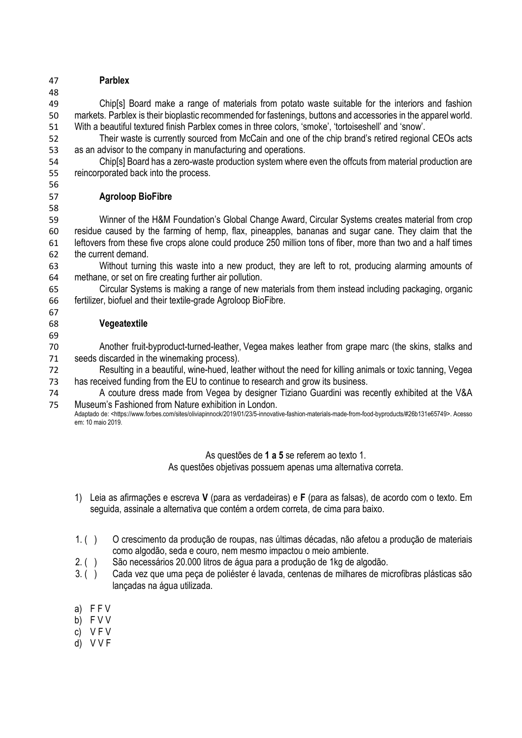### Parblex

Chip[s] Board make a range of materials from potato waste suitable for the interiors and fashion markets. Parblex is their bioplastic recommended for fastenings, buttons and accessories in the apparel world. With a beautiful textured finish Parblex comes in three colors, 'smoke', 'tortoiseshell' and 'snow'.

Their waste is currently sourced from McCain and one of the chip brand's retired regional CEOs acts as an advisor to the company in manufacturing and operations.

Chip[s] Board has a zero-waste production system where even the offcuts from material production are reincorporated back into the process.

### Agroloop BioFibre

Winner of the H&M Foundation's Global Change Award, Circular Systems creates material from crop residue caused by the farming of hemp, flax, pineapples, bananas and sugar cane. They claim that the leftovers from these five crops alone could produce 250 million tons of fiber, more than two and a half times the current demand.

Without turning this waste into a new product, they are left to rot, producing alarming amounts of methane, or set on fire creating further air pollution.

Circular Systems is making a range of new materials from them instead including packaging, organic fertilizer, biofuel and their textile-grade Agroloop BioFibre.

### Vegeatextile

Another fruit-byproduct-turned-leather, Vegea makes leather from grape marc (the skins, stalks and seeds discarded in the winemaking process).

Resulting in a beautiful, wine-hued, leather without the need for killing animals or toxic tanning, Vegea has received funding from the EU to continue to research and grow its business.

A couture dress made from Vegea by designer Tiziano Guardini was recently exhibited at the V&A Museum's Fashioned from Nature exhibition in London.

Adaptado de: <https://www.forbes.com/sites/oliviapinnock/2019/01/23/5-innovative-fashion-materials-made-from-food-byproducts/#26b131e65749>. Acesso em: 10 maio 2019.

As questões de **1 a 5** se referem ao texto 1.
As questões objetivas possuem apenas uma alternativa correta.

1) Leia as afirmações e escreva **V** (para as verdadeiras) e **F** (para as falsas), de acordo com o texto. Em seguida, assinale a alternativa que contém a ordem correta, de cima para baixo.

1. ( ) O crescimento da produção de roupas, nas últimas décadas, não afetou a produção de materiais como algodão, seda e couro, nem mesmo impactou o meio ambiente.
2. ( ) São necessários 20.000 litros de água para a produção de 1kg de algodão.
3. ( ) Cada vez que uma peça de poliéster é lavada, centenas de milhares de microfibras plásticas são lançadas na água utilizada.

a) F F V
b) F V V
c) V F V
d) V V F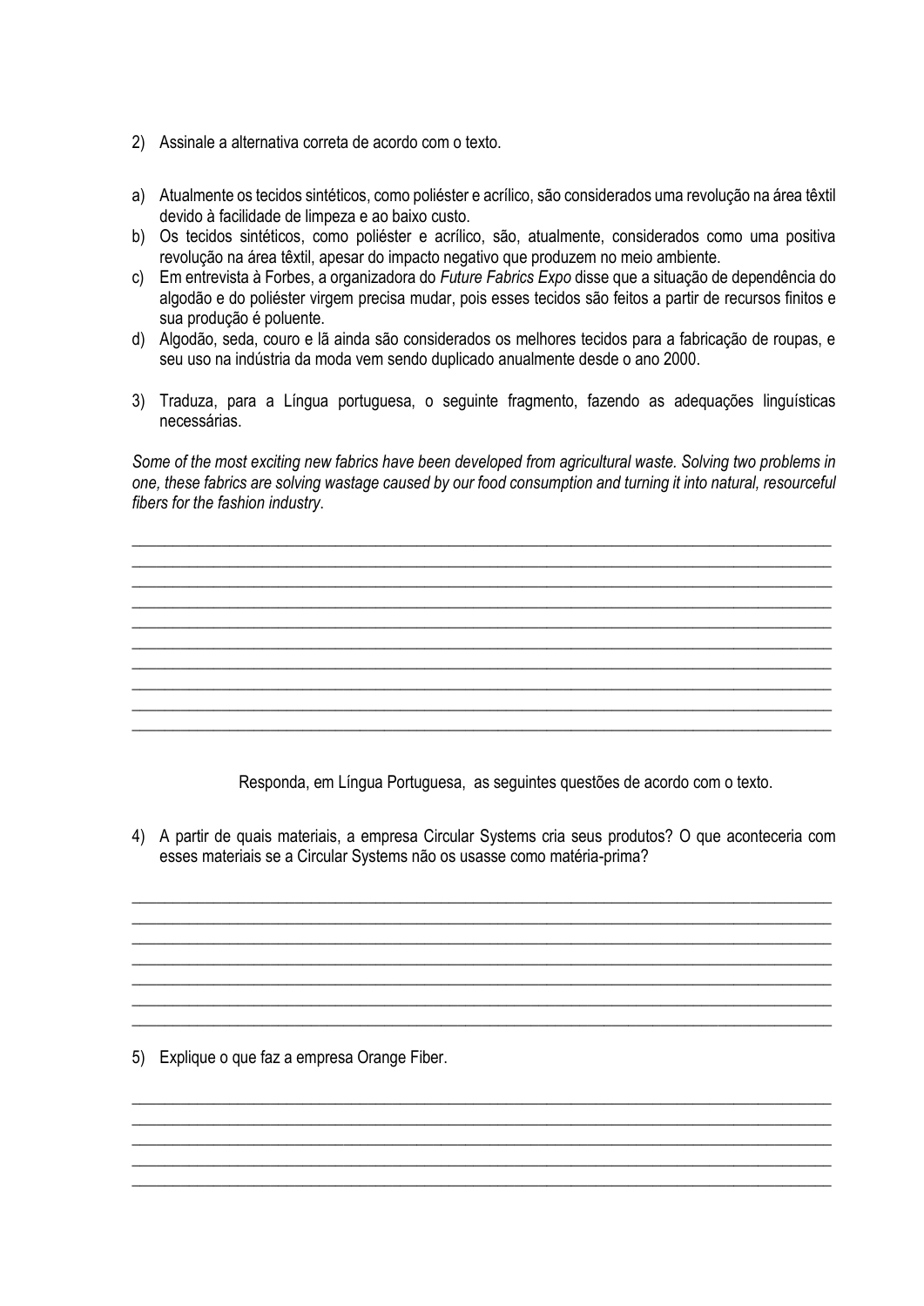2) Assinale a alternativa correta de acordo com o texto.

a) Atualmente os tecidos sintéticos, como poliéster e acrílico, são considerados uma revolução na área têxtil devido à facilidade de limpeza e ao baixo custo.
b) Os tecidos sintéticos, como poliéster e acrílico, são, atualmente, considerados como uma positiva revolução na área têxtil, apesar do impacto negativo que produzem no meio ambiente.
c) Em entrevista à Forbes, a organizadora do *Future Fabrics Expo* disse que a situação de dependência do algodão e do poliéster virgem precisa mudar, pois esses tecidos são feitos a partir de recursos finitos e sua produção é poluente.
d) Algodão, seda, couro e lã ainda são considerados os melhores tecidos para a fabricação de roupas, e seu uso na indústria da moda vem sendo duplicado anualmente desde o ano 2000.

3) Traduza, para a Língua portuguesa, o seguinte fragmento, fazendo as adequações linguísticas necessárias.

*Some of the most exciting new fabrics have been developed from agricultural waste. Solving two problems in one, these fabrics are solving wastage caused by our food consumption and turning it into natural, resourceful fibers for the fashion industry*.

______________________________________________________________________________
______________________________________________________________________________
______________________________________________________________________________
______________________________________________________________________________
______________________________________________________________________________
______________________________________________________________________________
______________________________________________________________________________
______________________________________________________________________________
______________________________________________________________________________
______________________________________________________________________________

Responda, em Língua Portuguesa, as seguintes questões de acordo com o texto.

4) A partir de quais materiais, a empresa Circular Systems cria seus produtos? O que aconteceria com esses materiais se a Circular Systems não os usasse como matéria-prima?

______________________________________________________________________________
______________________________________________________________________________
______________________________________________________________________________
______________________________________________________________________________
______________________________________________________________________________
______________________________________________________________________________
______________________________________________________________________________

5) Explique o que faz a empresa Orange Fiber.

______________________________________________________________________________
______________________________________________________________________________
______________________________________________________________________________
______________________________________________________________________________
______________________________________________________________________________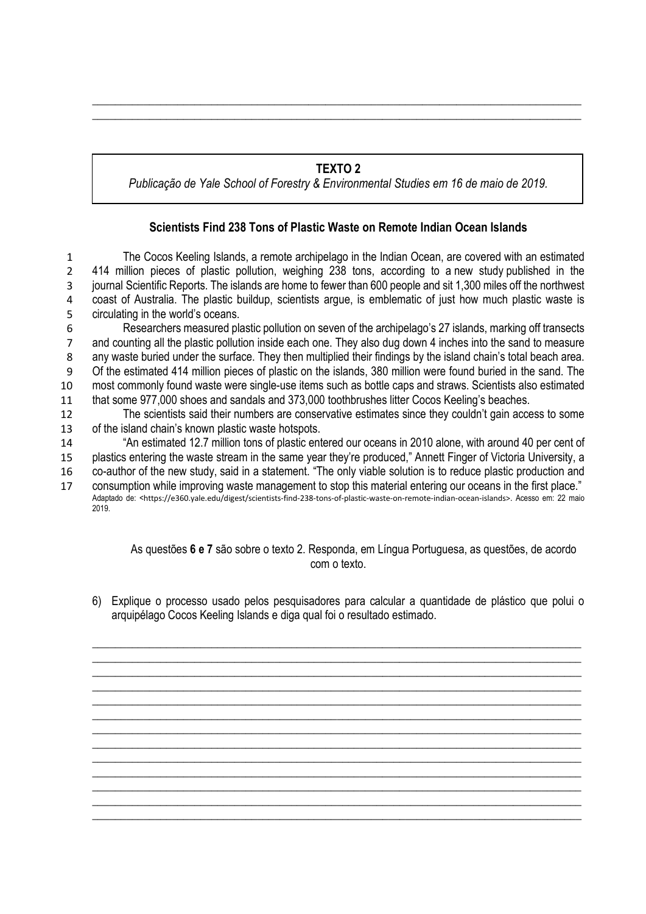**TEXTO 2**

*Publicação de Yale School of Forestry & Environmental Studies em 16 de maio de 2019.*

**Scientists Find 238 Tons of Plastic Waste on Remote Indian Ocean Islands**

1 The Cocos Keeling Islands, a remote archipelago in the Indian Ocean, are covered with an estimated
2 414 million pieces of plastic pollution, weighing 238 tons, according to a new study published in the
3 journal Scientific Reports. The islands are home to fewer than 600 people and sit 1,300 miles off the northwest
4 coast of Australia. The plastic buildup, scientists argue, is emblematic of just how much plastic waste is
5 circulating in the world's oceans.
6 Researchers measured plastic pollution on seven of the archipelago's 27 islands, marking off transects
7 and counting all the plastic pollution inside each one. They also dug down 4 inches into the sand to measure
8 any waste buried under the surface. They then multiplied their findings by the island chain's total beach area.
9 Of the estimated 414 million pieces of plastic on the islands, 380 million were found buried in the sand. The
10 most commonly found waste were single-use items such as bottle caps and straws. Scientists also estimated
11 that some 977,000 shoes and sandals and 373,000 toothbrushes litter Cocos Keeling's beaches.
12 The scientists said their numbers are conservative estimates since they couldn't gain access to some
13 of the island chain's known plastic waste hotspots.
14 "An estimated 12.7 million tons of plastic entered our oceans in 2010 alone, with around 40 per cent of
15 plastics entering the waste stream in the same year they're produced," Annett Finger of Victoria University, a
16 co-author of the new study, said in a statement. "The only viable solution is to reduce plastic production and
17 consumption while improving waste management to stop this material entering our oceans in the first place."

Adaptado de: <https://e360.yale.edu/digest/scientists-find-238-tons-of-plastic-waste-on-remote-indian-ocean-islands>. Acesso em: 22 maio 2019.

As questões **6 e 7** são sobre o texto 2. Responda, em Língua Portuguesa, as questões, de acordo com o texto.

6) Explique o processo usado pelos pesquisadores para calcular a quantidade de plástico que polui o arquipélago Cocos Keeling Islands e diga qual foi o resultado estimado.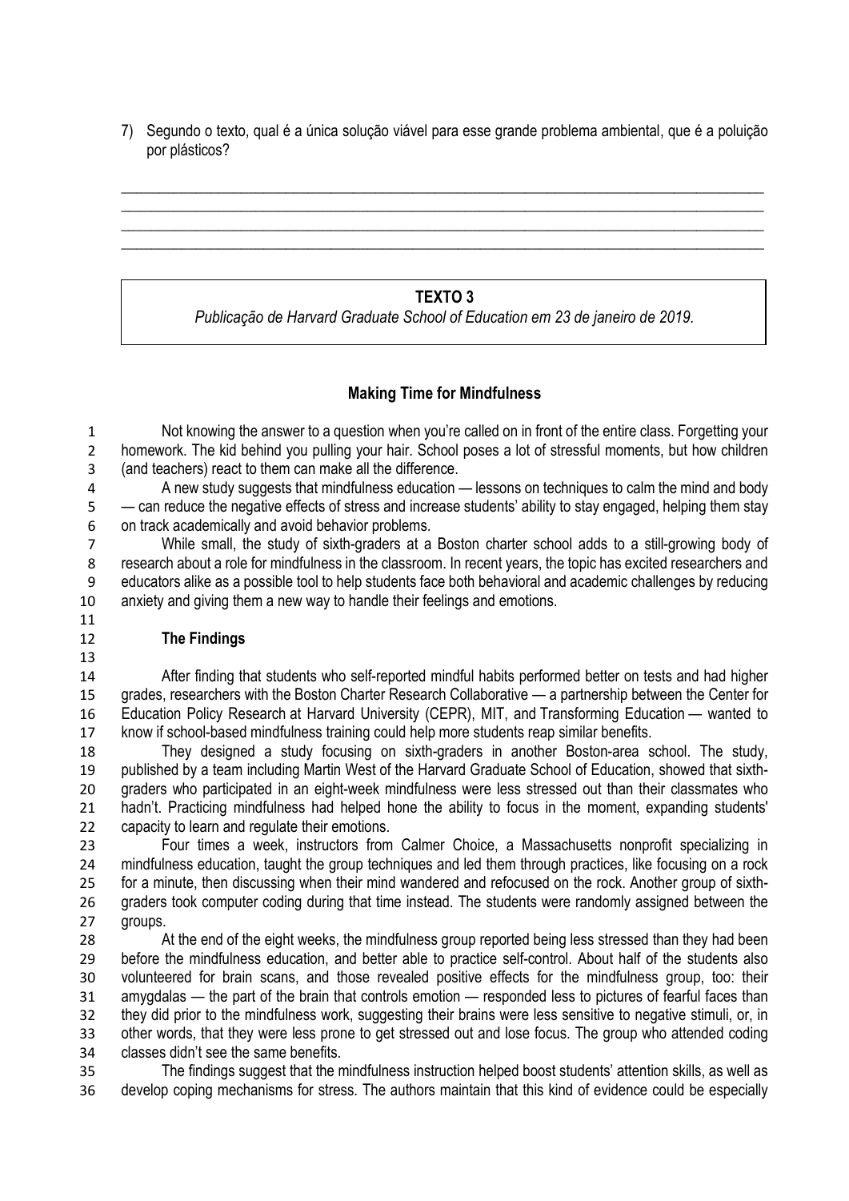7) Segundo o texto, qual é a única solução viável para esse grande problema ambiental, que é a poluição por plásticos?

\_\_\_\_\_\_\_\_\_\_\_\_\_\_\_\_\_\_\_\_\_\_\_\_\_\_\_\_\_\_\_\_\_\_\_\_\_\_\_\_\_\_\_\_\_\_\_\_\_\_\_\_\_\_\_\_\_\_\_\_\_\_\_\_\_\_\_\_\_\_\_\_\_\_\_\_
\_\_\_\_\_\_\_\_\_\_\_\_\_\_\_\_\_\_\_\_\_\_\_\_\_\_\_\_\_\_\_\_\_\_\_\_\_\_\_\_\_\_\_\_\_\_\_\_\_\_\_\_\_\_\_\_\_\_\_\_\_\_\_\_\_\_\_\_\_\_\_\_\_\_\_\_
\_\_\_\_\_\_\_\_\_\_\_\_\_\_\_\_\_\_\_\_\_\_\_\_\_\_\_\_\_\_\_\_\_\_\_\_\_\_\_\_\_\_\_\_\_\_\_\_\_\_\_\_\_\_\_\_\_\_\_\_\_\_\_\_\_\_\_\_\_\_\_\_\_\_\_\_
\_\_\_\_\_\_\_\_\_\_\_\_\_\_\_\_\_\_\_\_\_\_\_\_\_\_\_\_\_\_\_\_\_\_\_\_\_\_\_\_\_\_\_\_\_\_\_\_\_\_\_\_\_\_\_\_\_\_\_\_\_\_\_\_\_\_\_\_\_\_\_\_\_\_\_\_

**TEXTO 3**

*Publicação de Harvard Graduate School of Education em 23 de janeiro de 2019.*

## Making Time for Mindfulness

1 Not knowing the answer to a question when you're called on in front of the entire class. Forgetting your
2 homework. The kid behind you pulling your hair. School poses a lot of stressful moments, but how children
3 (and teachers) react to them can make all the difference.
4 A new study suggests that mindfulness education — lessons on techniques to calm the mind and body
5 — can reduce the negative effects of stress and increase students' ability to stay engaged, helping them stay
6 on track academically and avoid behavior problems.
7 While small, the study of sixth-graders at a Boston charter school adds to a still-growing body of
8 research about a role for mindfulness in the classroom. In recent years, the topic has excited researchers and
9 educators alike as a possible tool to help students face both behavioral and academic challenges by reducing
10 anxiety and giving them a new way to handle their feelings and emotions.
11
12 **The Findings**
13
14 After finding that students who self-reported mindful habits performed better on tests and had higher
15 grades, researchers with the Boston Charter Research Collaborative — a partnership between the Center for
16 Education Policy Research at Harvard University (CEPR), MIT, and Transforming Education — wanted to
17 know if school-based mindfulness training could help more students reap similar benefits.
18 They designed a study focusing on sixth-graders in another Boston-area school. The study,
19 published by a team including Martin West of the Harvard Graduate School of Education, showed that sixth-
20 graders who participated in an eight-week mindfulness were less stressed out than their classmates who
21 hadn't. Practicing mindfulness had helped hone the ability to focus in the moment, expanding students'
22 capacity to learn and regulate their emotions.
23 Four times a week, instructors from Calmer Choice, a Massachusetts nonprofit specializing in
24 mindfulness education, taught the group techniques and led them through practices, like focusing on a rock
25 for a minute, then discussing when their mind wandered and refocused on the rock. Another group of sixth-
26 graders took computer coding during that time instead. The students were randomly assigned between the
27 groups.
28 At the end of the eight weeks, the mindfulness group reported being less stressed than they had been
29 before the mindfulness education, and better able to practice self-control. About half of the students also
30 volunteered for brain scans, and those revealed positive effects for the mindfulness group, too: their
31 amygdalas — the part of the brain that controls emotion — responded less to pictures of fearful faces than
32 they did prior to the mindfulness work, suggesting their brains were less sensitive to negative stimuli, or, in
33 other words, that they were less prone to get stressed out and lose focus. The group who attended coding
34 classes didn't see the same benefits.
35 The findings suggest that the mindfulness instruction helped boost students' attention skills, as well as
36 develop coping mechanisms for stress. The authors maintain that this kind of evidence could be especially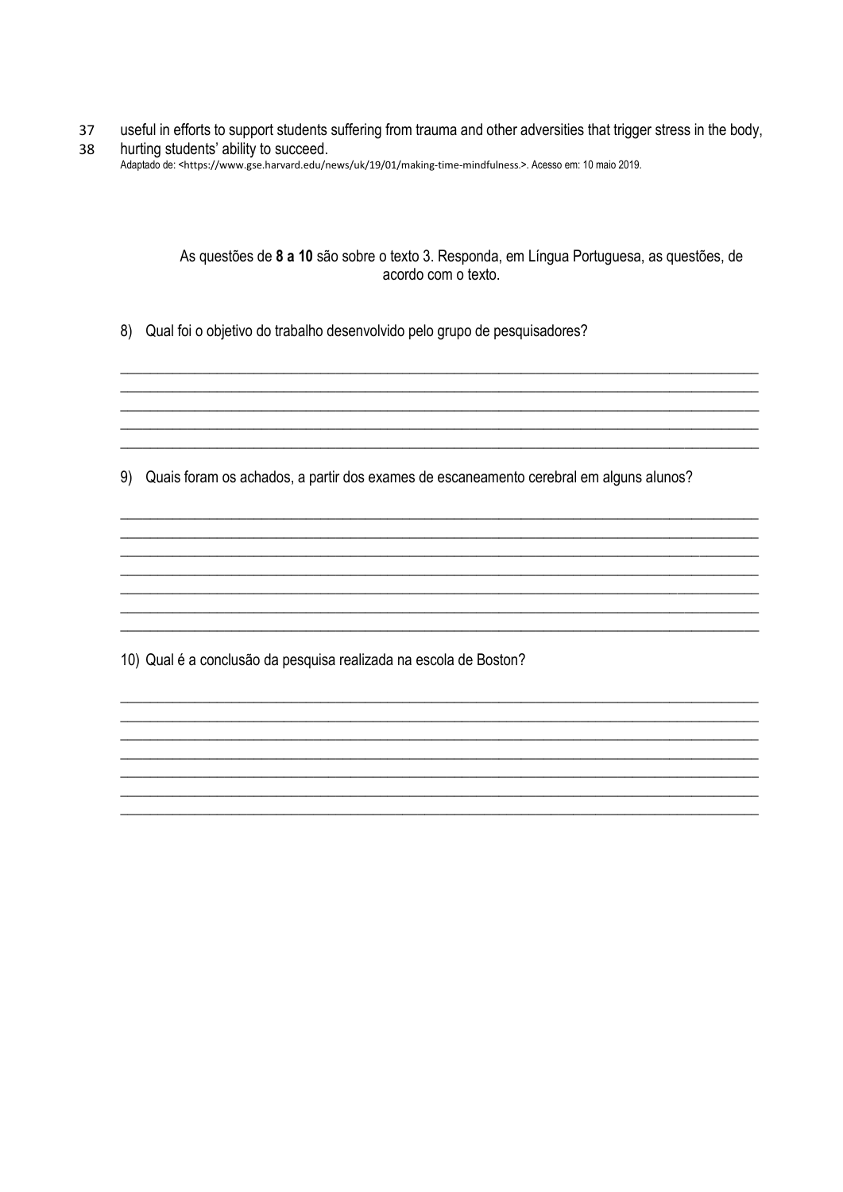37 useful in efforts to support students suffering from trauma and other adversities that trigger stress in the body,
38 hurting students' ability to succeed.

Adaptado de: <https://www.gse.harvard.edu/news/uk/19/01/making-time-mindfulness.>. Acesso em: 10 maio 2019.

As questões de **8 a 10** são sobre o texto 3. Responda, em Língua Portuguesa, as questões, de acordo com o texto.

8) Qual foi o objetivo do trabalho desenvolvido pelo grupo de pesquisadores?

______________________________________________________________________________
______________________________________________________________________________
______________________________________________________________________________
______________________________________________________________________________
______________________________________________________________________________

9) Quais foram os achados, a partir dos exames de escaneamento cerebral em alguns alunos?

______________________________________________________________________________
______________________________________________________________________________
______________________________________________________________________________
______________________________________________________________________________
______________________________________________________________________________
______________________________________________________________________________
______________________________________________________________________________

10) Qual é a conclusão da pesquisa realizada na escola de Boston?

______________________________________________________________________________
______________________________________________________________________________
______________________________________________________________________________
______________________________________________________________________________
______________________________________________________________________________
______________________________________________________________________________
______________________________________________________________________________